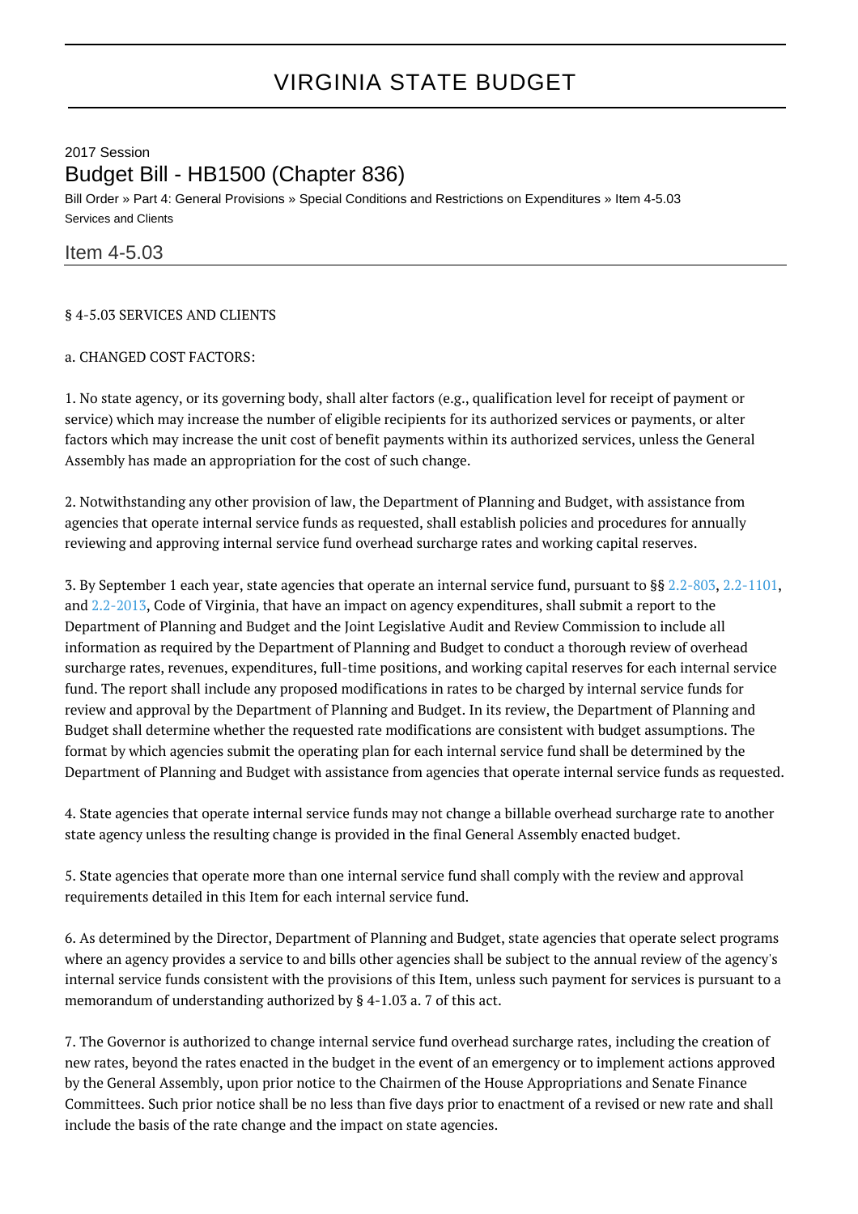# VIRGINIA STATE BUDGET

2017 Session

## Budget Bill - HB1500 (Chapter 836)

Bill Order » Part 4: General Provisions » Special Conditions and Restrictions on Expenditures » Item 4-5.03 Services and Clients

### Item 4-5.03

§ 4-5.03 SERVICES AND CLIENTS

a. CHANGED COST FACTORS:

1. No state agency, or its governing body, shall alter factors (e.g., qualification level for receipt of payment or service) which may increase the number of eligible recipients for its authorized services or payments, or alter factors which may increase the unit cost of benefit payments within its authorized services, unless the General Assembly has made an appropriation for the cost of such change.

2. Notwithstanding any other provision of law, the Department of Planning and Budget, with assistance from agencies that operate internal service funds as requested, shall establish policies and procedures for annually reviewing and approving internal service fund overhead surcharge rates and working capital reserves.

3. By September 1 each year, state agencies that operate an internal service fund, pursuant to §§ 2.2-803, 2.2-1101, and 2.2-2013, Code of Virginia, that have an impact on agency expenditures, shall submit a report to the Department of Planning and Budget and the Joint Legislative Audit and Review Commission to include all information as required by the Department of Planning and Budget to conduct a thorough review of overhead surcharge rates, revenues, expenditures, full-time positions, and working capital reserves for each internal service fund. The report shall include any proposed modifications in rates to be charged by internal service funds for review and approval by the Department of Planning and Budget. In its review, the Department of Planning and Budget shall determine whether the requested rate modifications are consistent with budget assumptions. The format by which agencies submit the operating plan for each internal service fund shall be determined by the Department of Planning and Budget with assistance from agencies that operate internal service funds as requested.

4. State agencies that operate internal service funds may not change a billable overhead surcharge rate to another state agency unless the resulting change is provided in the final General Assembly enacted budget.

5. State agencies that operate more than one internal service fund shall comply with the review and approval requirements detailed in this Item for each internal service fund.

6. As determined by the Director, Department of Planning and Budget, state agencies that operate select programs where an agency provides a service to and bills other agencies shall be subject to the annual review of the agency's internal service funds consistent with the provisions of this Item, unless such payment for services is pursuant to a memorandum of understanding authorized by § 4-1.03 a. 7 of this act.

7. The Governor is authorized to change internal service fund overhead surcharge rates, including the creation of new rates, beyond the rates enacted in the budget in the event of an emergency or to implement actions approved by the General Assembly, upon prior notice to the Chairmen of the House Appropriations and Senate Finance Committees. Such prior notice shall be no less than five days prior to enactment of a revised or new rate and shall include the basis of the rate change and the impact on state agencies.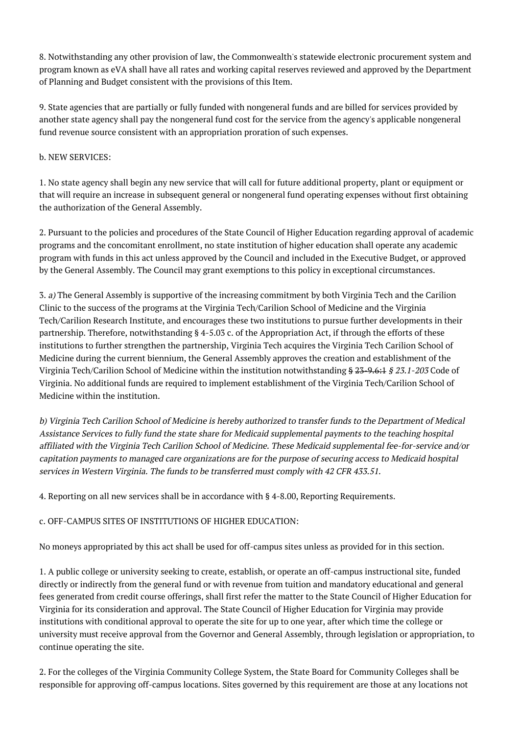8. Notwithstanding any other provision of law, the Commonwealth's statewide electronic procurement system and program known as eVA shall have all rates and working capital reserves reviewed and approved by the Department of Planning and Budget consistent with the provisions of this Item.

9. State agencies that are partially or fully funded with nongeneral funds and are billed for services provided by another state agency shall pay the nongeneral fund cost for the service from the agency's applicable nongeneral fund revenue source consistent with an appropriation proration of such expenses.

b. NEW SERVICES:

1. No state agency shall begin any new service that will call for future additional property, plant or equipment or that will require an increase in subsequent general or nongeneral fund operating expenses without first obtaining the authorization of the General Assembly.

2. Pursuant to the policies and procedures of the State Council of Higher Education regarding approval of academic programs and the concomitant enrollment, no state institution of higher education shall operate any academic program with funds in this act unless approved by the Council and included in the Executive Budget, or approved by the General Assembly. The Council may grant exemptions to this policy in exceptional circumstances.

3. *a)* The General Assembly is supportive of the increasing commitment by both Virginia Tech and the Carilion Clinic to the success of the programs at the Virginia Tech/Carilion School of Medicine and the Virginia Tech/Carilion Research Institute, and encourages these two institutions to pursue further developments in their partnership. Therefore, notwithstanding § 4-5.03 c. of the Appropriation Act, if through the efforts of these institutions to further strengthen the partnership, Virginia Tech acquires the Virginia Tech Carilion School of Medicine during the current biennium, the General Assembly approves the creation and establishment of the Virginia Tech/Carilion School of Medicine within the institution notwithstanding ~~§ 23-9.6:1~~ *§ 23.1-203* Code of Virginia. No additional funds are required to implement establishment of the Virginia Tech/Carilion School of Medicine within the institution.

*b) Virginia Tech Carilion School of Medicine is hereby authorized to transfer funds to the Department of Medical Assistance Services to fully fund the state share for Medicaid supplemental payments to the teaching hospital affiliated with the Virginia Tech Carilion School of Medicine. These Medicaid supplemental fee-for-service and/or capitation payments to managed care organizations are for the purpose of securing access to Medicaid hospital services in Western Virginia. The funds to be transferred must comply with 42 CFR 433.51.*

4. Reporting on all new services shall be in accordance with § 4-8.00, Reporting Requirements.

c. OFF-CAMPUS SITES OF INSTITUTIONS OF HIGHER EDUCATION:

No moneys appropriated by this act shall be used for off-campus sites unless as provided for in this section.

1. A public college or university seeking to create, establish, or operate an off-campus instructional site, funded directly or indirectly from the general fund or with revenue from tuition and mandatory educational and general fees generated from credit course offerings, shall first refer the matter to the State Council of Higher Education for Virginia for its consideration and approval. The State Council of Higher Education for Virginia may provide institutions with conditional approval to operate the site for up to one year, after which time the college or university must receive approval from the Governor and General Assembly, through legislation or appropriation, to continue operating the site.

2. For the colleges of the Virginia Community College System, the State Board for Community Colleges shall be responsible for approving off-campus locations. Sites governed by this requirement are those at any locations not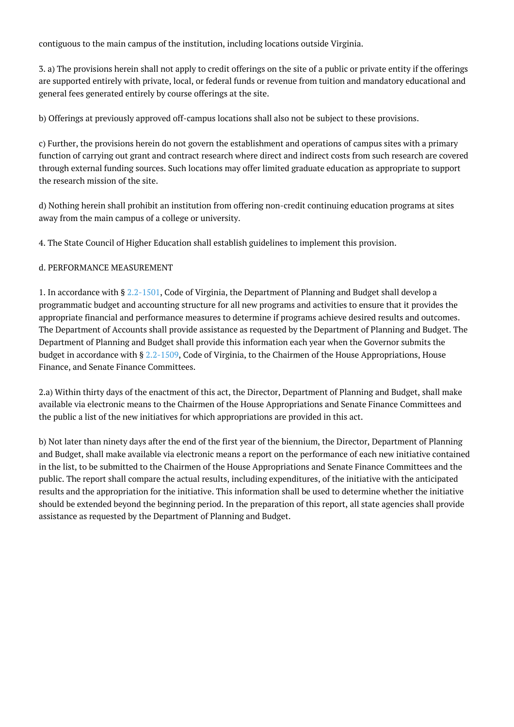contiguous to the main campus of the institution, including locations outside Virginia.

3. a) The provisions herein shall not apply to credit offerings on the site of a public or private entity if the offerings are supported entirely with private, local, or federal funds or revenue from tuition and mandatory educational and general fees generated entirely by course offerings at the site.

b) Offerings at previously approved off-campus locations shall also not be subject to these provisions.

c) Further, the provisions herein do not govern the establishment and operations of campus sites with a primary function of carrying out grant and contract research where direct and indirect costs from such research are covered through external funding sources. Such locations may offer limited graduate education as appropriate to support the research mission of the site.

d) Nothing herein shall prohibit an institution from offering non-credit continuing education programs at sites away from the main campus of a college or university.

4. The State Council of Higher Education shall establish guidelines to implement this provision.

d. PERFORMANCE MEASUREMENT

1. In accordance with § 2.2-1501, Code of Virginia, the Department of Planning and Budget shall develop a programmatic budget and accounting structure for all new programs and activities to ensure that it provides the appropriate financial and performance measures to determine if programs achieve desired results and outcomes. The Department of Accounts shall provide assistance as requested by the Department of Planning and Budget. The Department of Planning and Budget shall provide this information each year when the Governor submits the budget in accordance with § 2.2-1509, Code of Virginia, to the Chairmen of the House Appropriations, House Finance, and Senate Finance Committees.

2.a) Within thirty days of the enactment of this act, the Director, Department of Planning and Budget, shall make available via electronic means to the Chairmen of the House Appropriations and Senate Finance Committees and the public a list of the new initiatives for which appropriations are provided in this act.

b) Not later than ninety days after the end of the first year of the biennium, the Director, Department of Planning and Budget, shall make available via electronic means a report on the performance of each new initiative contained in the list, to be submitted to the Chairmen of the House Appropriations and Senate Finance Committees and the public. The report shall compare the actual results, including expenditures, of the initiative with the anticipated results and the appropriation for the initiative. This information shall be used to determine whether the initiative should be extended beyond the beginning period. In the preparation of this report, all state agencies shall provide assistance as requested by the Department of Planning and Budget.